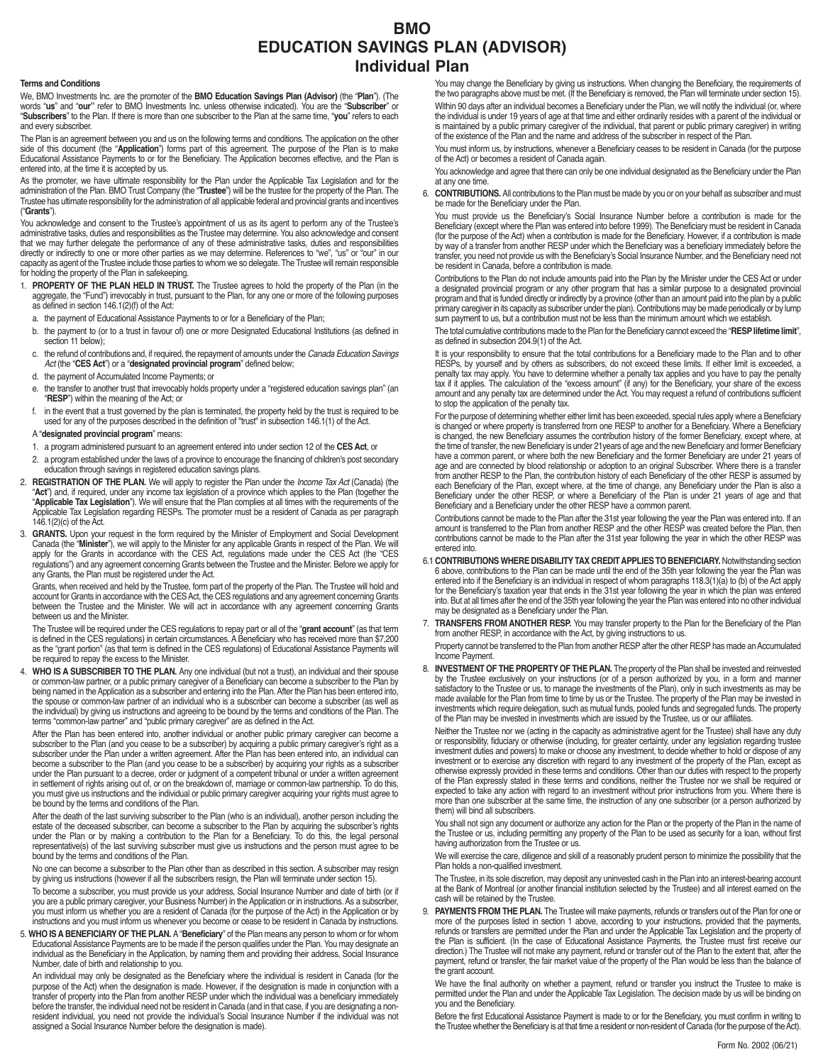# BMO
# EDUCATION SAVINGS PLAN (ADVISOR)
## Individual Plan

**Terms and Conditions**

We, BMO Investments Inc. are the promoter of the **BMO Education Savings Plan (Advisor)** (the "**Plan**"). (The words "**us**" and "**our**" refer to BMO Investments Inc. unless otherwise indicated). You are the "**Subscriber**" or "**Subscribers**" to the Plan. If there is more than one subscriber to the Plan at the same time, "**you**" refers to each and every subscriber.

The Plan is an agreement between you and us on the following terms and conditions. The application on the other side of this document (the "**Application**") forms part of this agreement. The purpose of the Plan is to make Educational Assistance Payments to or for the Beneficiary. The Application becomes effective, and the Plan is entered into, at the time it is accepted by us.

As the promoter, we have ultimate responsibility for the Plan under the Applicable Tax Legislation and for the administration of the Plan. BMO Trust Company (the "**Trustee**") will be the trustee for the property of the Plan. The Trustee has ultimate responsibility for the administration of all applicable federal and provincial grants and incentives ("**Grants**").

You acknowledge and consent to the Trustee's appointment of us as its agent to perform any of the Trustee's administrative tasks, duties and responsibilities as the Trustee may determine. You also acknowledge and consent that we may further delegate the performance of any of these administrative tasks, duties and responsibilities directly or indirectly to one or more other parties as we may determine. References to "we", "us" or "our" in our capacity as agent of the Trustee include those parties to whom we so delegate. The Trustee will remain responsible for holding the property of the Plan in safekeeping.

1. **PROPERTY OF THE PLAN HELD IN TRUST.** The Trustee agrees to hold the property of the Plan (in the aggregate, the "Fund") irrevocably in trust, pursuant to the Plan, for any one or more of the following purposes as defined in section 146.1(2)(f) of the Act:
   - a. the payment of Educational Assistance Payments to or for a Beneficiary of the Plan;
   - b. the payment to (or to a trust in favour of) one or more Designated Educational Institutions (as defined in section 11 below);
   - c. the refund of contributions and, if required, the repayment of amounts under the *Canada Education Savings Act* (the "**CES Act**") or a "**designated provincial program**" defined below;
   - d. the payment of Accumulated Income Payments; or
   - e. the transfer to another trust that irrevocably holds property under a "registered education savings plan" (an "**RESP**") within the meaning of the Act; or
   - f. in the event that a trust governed by the plan is terminated, the property held by the trust is required to be used for any of the purposes described in the definition of "trust" in subsection 146.1(1) of the Act.

   A "**designated provincial program**" means:

   1. a program administered pursuant to an agreement entered into under section 12 of the **CES Act**, or
   2. a program established under the laws of a province to encourage the financing of children's post secondary education through savings in registered education savings plans.

2. **REGISTRATION OF THE PLAN.** We will apply to register the Plan under the *Income Tax Act* (Canada) (the "**Act**") and, if required, under any income tax legislation of a province which applies to the Plan (together the "**Applicable Tax Legislation**"). We will ensure that the Plan complies at all times with the requirements of the Applicable Tax Legislation regarding RESPs. The promoter must be a resident of Canada as per paragraph 146.1(2)(c) of the Act.

3. **GRANTS.** Upon your request in the form required by the Minister of Employment and Social Development Canada (the "**Minister**"), we will apply to the Minister for any applicable Grants in respect of the Plan. We will apply for the Grants in accordance with the CES Act, regulations made under the CES Act (the "CES regulations") and any agreement concerning Grants between the Trustee and the Minister. Before we apply for any Grants, the Plan must be registered under the Act.

   Grants, when received and held by the Trustee, form part of the property of the Plan. The Trustee will hold and account for Grants in accordance with the CES Act, the CES regulations and any agreement concerning Grants between the Trustee and the Minister. We will act in accordance with any agreement concerning Grants between us and the Minister.

   The Trustee will be required under the CES regulations to repay part or all of the "**grant account**" (as that term is defined in the CES regulations) in certain circumstances. A Beneficiary who has received more than $7,200 as the "grant portion" (as that term is defined in the CES regulations) of Educational Assistance Payments will be required to repay the excess to the Minister.

4. **WHO IS A SUBSCRIBER TO THE PLAN.** Any one individual (but not a trust), an individual and their spouse or common-law partner, or a public primary caregiver of a Beneficiary can become a subscriber to the Plan by being named in the Application as a subscriber and entering into the Plan. After the Plan has been entered into, the spouse or common-law partner of an individual who is a subscriber can become a subscriber (as well as the individual) by giving us instructions and agreeing to be bound by the terms and conditions of the Plan. The terms "common-law partner" and "public primary caregiver" are as defined in the Act.

   After the Plan has been entered into, another individual or another public primary caregiver can become a subscriber to the Plan (and you cease to be a subscriber) by acquiring a public primary caregiver's right as a subscriber under the Plan under a written agreement. After the Plan has been entered into, an individual can become a subscriber to the Plan (and you cease to be a subscriber) by acquiring your rights as a subscriber under the Plan pursuant to a decree, order or judgment of a competent tribunal or under a written agreement in settlement of rights arising out of, or on the breakdown of, marriage or common-law partnership. To do this, you must give us instructions and the individual or public primary caregiver acquiring your rights must agree to be bound by the terms and conditions of the Plan.

   After the death of the last surviving subscriber to the Plan (who is an individual), another person including the estate of the deceased subscriber, can become a subscriber to the Plan by acquiring the subscriber's rights under the Plan or by making a contribution to the Plan for a Beneficiary. To do this, the legal personal representative(s) of the last surviving subscriber must give us instructions and the person must agree to be bound by the terms and conditions of the Plan.

   No one can become a subscriber to the Plan other than as described in this section. A subscriber may resign by giving us instructions (however if all the subscribers resign, the Plan will terminate under section 15).

   To become a subscriber, you must provide us your address, Social Insurance Number and date of birth (or if you are a public primary caregiver, your Business Number) in the Application or in instructions. As a subscriber, you must inform us whether you are a resident of Canada (for the purpose of the Act) in the Application or by instructions and you must inform us whenever you become or cease to be resident in Canada by instructions.

5. **WHO IS A BENEFICIARY OF THE PLAN.** A "**Beneficiary**" of the Plan means any person to whom or for whom Educational Assistance Payments are to be made if the person qualifies under the Plan. You may designate an individual as the Beneficiary in the Application, by naming them and providing their address, Social Insurance Number, date of birth and relationship to you.

   An individual may only be designated as the Beneficiary where the individual is resident in Canada (for the purpose of the Act) when the designation is made. However, if the designation is made in conjunction with a transfer of property into the Plan from another RESP under which the individual was a beneficiary immediately before the transfer, the individual need not be resident in Canada (and in that case, if you are designating a non-resident individual, you need not provide the individual's Social Insurance Number if the individual was not assigned a Social Insurance Number before the designation is made).

   You may change the Beneficiary by giving us instructions. When changing the Beneficiary, the requirements of the two paragraphs above must be met. (If the Beneficiary is removed, the Plan will terminate under section 15).

   Within 90 days after an individual becomes a Beneficiary under the Plan, we will notify the individual (or, where the individual is under 19 years of age at that time and either ordinarily resides with a parent of the individual or is maintained by a public primary caregiver of the individual, that parent or public primary caregiver) in writing of the existence of the Plan and the name and address of the subscriber in respect of the Plan.

   You must inform us, by instructions, whenever a Beneficiary ceases to be resident in Canada (for the purpose of the Act) or becomes a resident of Canada again.

   You acknowledge and agree that there can only be one individual designated as the Beneficiary under the Plan at any one time.

6. **CONTRIBUTIONS.** All contributions to the Plan must be made by you or on your behalf as subscriber and must be made for the Beneficiary under the Plan.

   You must provide us the Beneficiary's Social Insurance Number before a contribution is made for the Beneficiary (except where the Plan was entered into before 1999). The Beneficiary must be resident in Canada (for the purpose of the Act) when a contribution is made for the Beneficiary. However, if a contribution is made by way of a transfer from another RESP under which the Beneficiary was a beneficiary immediately before the transfer, you need not provide us with the Beneficiary's Social Insurance Number, and the Beneficiary need not be resident in Canada, before a contribution is made.

   Contributions to the Plan do not include amounts paid into the Plan by the Minister under the CES Act or under a designated provincial program or any other program that has a similar purpose to a designated provincial program and that is funded directly or indirectly by a province (other than an amount paid into the plan by a public primary caregiver in its capacity as subscriber under the plan). Contributions may be made periodically or by lump sum payment to us, but a contribution must not be less than the minimum amount which we establish.

   The total cumulative contributions made to the Plan for the Beneficiary cannot exceed the "**RESP lifetime limit**", as defined in subsection 204.9(1) of the Act.

   It is your responsibility to ensure that the total contributions for a Beneficiary made to the Plan and to other RESPs, by yourself and by others as subscribers, do not exceed these limits. If either limit is exceeded, a penalty tax may apply. You have to determine whether a penalty tax applies and you have to pay the penalty tax if it applies. The calculation of the "excess amount" (if any) for the Beneficiary, your share of the excess amount and any penalty tax are determined under the Act. You may request a refund of contributions sufficient to stop the application of the penalty tax.

   For the purpose of determining whether either limit has been exceeded, special rules apply where a Beneficiary is changed or where property is transferred from one RESP to another for a Beneficiary. Where a Beneficiary is changed, the new Beneficiary assumes the contribution history of the former Beneficiary, except where, at the time of transfer, the new Beneficiary is under 21years of age and the new Beneficiary and former Beneficiary have a common parent, or where both the new Beneficiary and the former Beneficiary are under 21 years of age and are connected by blood relationship or adoption to an original Subscriber. Where there is a transfer from another RESP to the Plan, the contribution history of each Beneficiary of the other RESP is assumed by each Beneficiary of the Plan, except where, at the time of change, any Beneficiary under the Plan is also a Beneficiary under the other RESP, or where a Beneficiary of the Plan is under 21 years of age and that Beneficiary and a Beneficiary under the other RESP have a common parent.

   Contributions cannot be made to the Plan after the 31st year following the year the Plan was entered into. If an amount is transferred to the Plan from another RESP and the other RESP was created before the Plan, then contributions cannot be made to the Plan after the 31st year following the year in which the other RESP was entered into.

6.1 **CONTRIBUTIONS WHERE DISABILITY TAX CREDIT APPLIES TO BENEFICIARY.** Notwithstanding section 6 above, contributions to the Plan can be made until the end of the 35th year following the year the Plan was entered into if the Beneficiary is an individual in respect of whom paragraphs 118.3(1)(a) to (b) of the Act apply for the Beneficiary's taxation year that ends in the 31st year following the year in which the plan was entered into. But at all times after the end of the 35th year following the year the Plan was entered into no other individual may be designated as a Beneficiary under the Plan.

7. **TRANSFERS FROM ANOTHER RESP.** You may transfer property to the Plan for the Beneficiary of the Plan from another RESP, in accordance with the Act, by giving instructions to us.

   Property cannot be transferred to the Plan from another RESP after the other RESP has made an Accumulated Income Payment.

8. **INVESTMENT OF THE PROPERTY OF THE PLAN.** The property of the Plan shall be invested and reinvested by the Trustee exclusively on your instructions (or of a person authorized by you, in a form and manner satisfactory to the Trustee or us, to manage the investments of the Plan), only in such investments as may be made available for the Plan from time to time by us or the Trustee. The property of the Plan may be invested in investments which require delegation, such as mutual funds, pooled funds and segregated funds. The property of the Plan may be invested in investments which are issued by the Trustee, us or our affiliates.

   Neither the Trustee nor we (acting in the capacity as administrative agent for the Trustee) shall have any duty or responsibility, fiduciary or otherwise (including, for greater certainty, under any legislation regarding trustee investment duties and powers) to make or choose any investment, to decide whether to hold or dispose of any investment or to exercise any discretion with regard to any investment of the property of the Plan, except as otherwise expressly provided in these terms and conditions. Other than our duties with respect to the property of the Plan expressly stated in these terms and conditions, neither the Trustee nor we shall be required or expected to take any action with regard to an investment without prior instructions from you. Where there is more than one subscriber at the same time, the instruction of any one subscriber (or a person authorized by them) will bind all subscribers.

   You shall not sign any document or authorize any action for the Plan or the property of the Plan in the name of the Trustee or us, including permitting any property of the Plan to be used as security for a loan, without first having authorization from the Trustee or us.

   We will exercise the care, diligence and skill of a reasonably prudent person to minimize the possibility that the Plan holds a non-qualified investment.

   The Trustee, in its sole discretion, may deposit any uninvested cash in the Plan into an interest-bearing account at the Bank of Montreal (or another financial institution selected by the Trustee) and all interest earned on the cash will be retained by the Trustee.

9. **PAYMENTS FROM THE PLAN.** The Trustee will make payments, refunds or transfers out of the Plan for one or more of the purposes listed in section 1 above, according to your instructions, provided that the payments, refunds or transfers are permitted under the Plan and under the Applicable Tax Legislation and the property of the Plan is sufficient. (In the case of Educational Assistance Payments, the Trustee must first receive our direction.) The Trustee will not make any payment, refund or transfer out of the Plan to the extent that, after the payment, refund or transfer, the fair market value of the property of the Plan would be less than the balance of the grant account.

   We have the final authority on whether a payment, refund or transfer you instruct the Trustee to make is permitted under the Plan and under the Applicable Tax Legislation. The decision made by us will be binding on you and the Beneficiary.

   Before the first Educational Assistance Payment is made to or for the Beneficiary, you must confirm in writing to the Trustee whether the Beneficiary is at that time a resident or non-resident of Canada (for the purpose of the Act).

Form No. 2002 (06/21)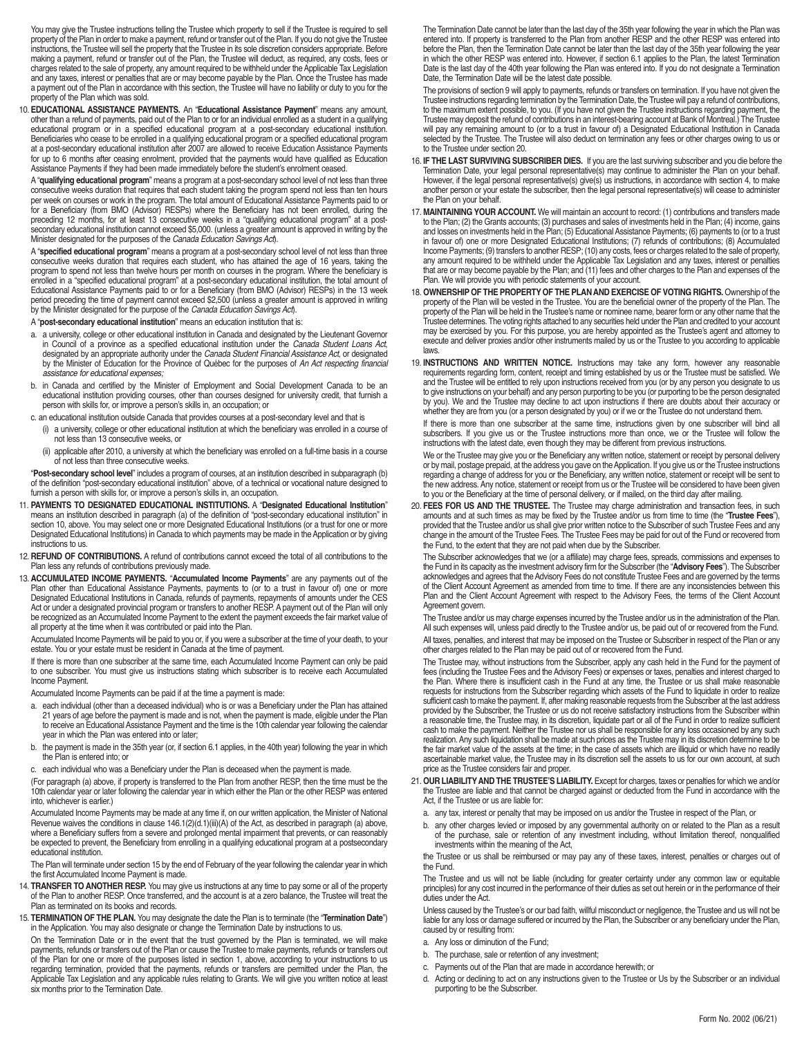You may give the Trustee instructions telling the Trustee which property to sell if the Trustee is required to sell property of the Plan in order to make a payment, refund or transfer out of the Plan. If you do not give the Trustee instructions, the Trustee will sell the property that the Trustee in its sole discretion considers appropriate. Before making a payment, refund or transfer out of the Plan, the Trustee will deduct, as required, any costs, fees or charges related to the sale of property, any amount required to be withheld under the Applicable Tax Legislation and any taxes, interest or penalties that are or may become payable by the Plan. Once the Trustee has made a payment out of the Plan in accordance with this section, the Trustee will have no liability or duty to you for the property of the Plan which was sold.

10. **EDUCATIONAL ASSISTANCE PAYMENTS.** An "**Educational Assistance Payment**" means any amount, other than a refund of payments, paid out of the Plan to or for an individual enrolled as a student in a qualifying educational program or in a specified educational program at a post-secondary educational institution. Beneficiaries who cease to be enrolled in a qualifying educational program or a specified educational program at a post-secondary educational institution after 2007 are allowed to receive Education Assistance Payments for up to 6 months after ceasing enrolment, provided that the payments would have qualified as Education Assistance Payments if they had been made immediately before the student's enrolment ceased.

A "**qualifying educational program**" means a program at a post-secondary school level of not less than three consecutive weeks duration that requires that each student taking the program spend not less than ten hours per week on courses or work in the program. The total amount of Educational Assistance Payments paid to or for a Beneficiary (from BMO (Advisor) RESPs) where the Beneficiary has not been enrolled, during the preceding 12 months, for at least 13 consecutive weeks in a "qualifying educational program" at a post-secondary educational institution cannot exceed $5,000. (unless a greater amount is approved in writing by the Minister designated for the purposes of the *Canada Education Savings Act*).

A "**specified educational program**" means a program at a post-secondary school level of not less than three consecutive weeks duration that requires each student, who has attained the age of 16 years, taking the program to spend not less than twelve hours per month on courses in the program. Where the beneficiary is enrolled in a "specified educational program" at a post-secondary educational institution, the total amount of Educational Assistance Payments paid to or for a Beneficiary (from BMO (Advisor) RESPs) in the 13 week period preceding the time of payment cannot exceed $2,500 (unless a greater amount is approved in writing by the Minister designated for the purpose of the *Canada Education Savings Act*).

A "**post-secondary educational institution**" means an education institution that is:

a. a university, college or other educational institution in Canada and designated by the Lieutenant Governor in Council of a province as a specified educational institution under the *Canada Student Loans Act*, designated by an appropriate authority under the *Canada Student Financial Assistance Act*, or designated by the Minister of Education for the Province of Québec for the purposes of *An Act respecting financial assistance for educational expenses;*

b. in Canada and certified by the Minister of Employment and Social Development Canada to be an educational institution providing courses, other than courses designed for university credit, that furnish a person with skills for, or improve a person's skills in, an occupation; or

c. an educational institution outside Canada that provides courses at a post-secondary level and that is
   (i) a university, college or other educational institution at which the beneficiary was enrolled in a course of not less than 13 consecutive weeks, or
   (ii) applicable after 2010, a university at which the beneficiary was enrolled on a full-time basis in a course of not less than three consecutive weeks.

"**Post-secondary school level**" includes a program of courses, at an institution described in subparagraph (b) of the definition "post-secondary educational institution" above, of a technical or vocational nature designed to furnish a person with skills for, or improve a person's skills in, an occupation.

11. **PAYMENTS TO DESIGNATED EDUCATIONAL INSTITUTIONS.** A "**Designated Educational Institution**" means an institution described in paragraph (a) of the definition of "post-secondary educational institution" in section 10, above. You may select one or more Designated Educational Institutions (or a trust for one or more Designated Educational Institutions) in Canada to which payments may be made in the Application or by giving instructions to us.

12. **REFUND OF CONTRIBUTIONS.** A refund of contributions cannot exceed the total of all contributions to the Plan less any refunds of contributions previously made.

13. **ACCUMULATED INCOME PAYMENTS.** "**Accumulated Income Payments**" are any payments out of the Plan other than Educational Assistance Payments, payments to (or to a trust in favour of) one or more Designated Educational Institutions in Canada, refunds of payments, repayments of amounts under the CES Act or under a designated provincial program or transfers to another RESP. A payment out of the Plan will only be recognized as an Accumulated Income Payment to the extent the payment exceeds the fair market value of all property at the time when it was contributed or paid into the Plan.

Accumulated Income Payments will be paid to you or, if you were a subscriber at the time of your death, to your estate. You or your estate must be resident in Canada at the time of payment.

If there is more than one subscriber at the same time, each Accumulated Income Payment can only be paid to one subscriber. You must give us instructions stating which subscriber is to receive each Accumulated Income Payment.

Accumulated Income Payments can be paid if at the time a payment is made:

a. each individual (other than a deceased individual) who is or was a Beneficiary under the Plan has attained 21 years of age before the payment is made and is not, when the payment is made, eligible under the Plan to receive an Educational Assistance Payment and the time is the 10th calendar year following the calendar year in which the Plan was entered into or later;

b. the payment is made in the 35th year (or, if section 6.1 applies, in the 40th year) following the year in which the Plan is entered into; or

c. each individual who was a Beneficiary under the Plan is deceased when the payment is made.

(For paragraph (a) above, if property is transferred to the Plan from another RESP, then the time must be the 10th calendar year or later following the calendar year in which either the Plan or the other RESP was entered into, whichever is earlier.)

Accumulated Income Payments may be made at any time if, on our written application, the Minister of National Revenue waives the conditions in clause 146.1(2)(d.1)(iii)(A) of the Act, as described in paragraph (a) above, where a Beneficiary suffers from a severe and prolonged mental impairment that prevents, or can reasonably be expected to prevent, the Beneficiary from enrolling in a qualifying educational program at a postsecondary educational institution.

The Plan will terminate under section 15 by the end of February of the year following the calendar year in which the first Accumulated Income Payment is made.

14. **TRANSFER TO ANOTHER RESP.** You may give us instructions at any time to pay some or all of the property of the Plan to another RESP. Once transferred, and the account is at a zero balance, the Trustee will treat the Plan as terminated on its books and records.

15. **TERMINATION OF THE PLAN.** You may designate the date the Plan is to terminate (the "**Termination Date**") in the Application. You may also designate or change the Termination Date by instructions to us.

On the Termination Date or in the event that the trust governed by the Plan is terminated, we will make payments, refunds or transfers out of the Plan or cause the Trustee to make payments, refunds or transfers out of the Plan for one or more of the purposes listed in section 1, above, according to your instructions to us regarding termination, provided that the payments, refunds or transfers are permitted under the Plan, the Applicable Tax Legislation and any applicable rules relating to Grants. We will give you written notice at least six months prior to the Termination Date.

The Termination Date cannot be later than the last day of the 35th year following the year in which the Plan was entered into. If property is transferred to the Plan from another RESP and the other RESP was entered into before the Plan, then the Termination Date cannot be later than the last day of the 35th year following the year in which the other RESP was entered into. However, if section 6.1 applies to the Plan, the latest Termination Date is the last day of the 40th year following the Plan was entered into. If you do not designate a Termination Date, the Termination Date will be the latest date possible.

The provisions of section 9 will apply to payments, refunds or transfers on termination. If you have not given the Trustee instructions regarding termination by the Termination Date, the Trustee will pay a refund of contributions, to the maximum extent possible, to you. (If you have not given the Trustee instructions regarding payment, the Trustee may deposit the refund of contributions in an interest-bearing account at Bank of Montreal.) The Trustee will pay any remaining amount to (or to a trust in favour of) a Designated Educational Institution in Canada selected by the Trustee. The Trustee will also deduct on termination any fees or other charges owing to us or to the Trustee under section 20.

16. **IF THE LAST SURVIVING SUBSCRIBER DIES.** If you are the last surviving subscriber and you die before the Termination Date, your legal personal representative(s) may continue to administer the Plan on your behalf. However, if the legal personal representative(s) give(s) us instructions, in accordance with section 4, to make another person or your estate the subscriber, then the legal personal representative(s) will cease to administer the Plan on your behalf.

17. **MAINTAINING YOUR ACCOUNT.** We will maintain an account to record: (1) contributions and transfers made to the Plan; (2) the Grants accounts; (3) purchases and sales of investments held in the Plan; (4) income, gains and losses on investments held in the Plan; (5) Educational Assistance Payments; (6) payments to (or to a trust in favour of) one or more Designated Educational Institutions; (7) refunds of contributions; (8) Accumulated Income Payments; (9) transfers to another RESP; (10) any costs, fees or charges related to the sale of property, any amount required to be withheld under the Applicable Tax Legislation and any taxes, interest or penalties that are or may become payable by the Plan; and (11) fees and other charges to the Plan and expenses of the Plan. We will provide you with periodic statements of your account.

18. **OWNERSHIP OF THE PROPERTY OF THE PLAN AND EXERCISE OF VOTING RIGHTS.** Ownership of the property of the Plan will be vested in the Trustee. You are the beneficial owner of the property of the Plan. The property of the Plan will be held in the Trustee's name or nominee name, bearer form or any other name that the Trustee determines. The voting rights attached to any securities held under the Plan and credited to your account may be exercised by you. For this purpose, you are hereby appointed as the Trustee's agent and attorney to execute and deliver proxies and/or other instruments mailed by us or the Trustee to you according to applicable laws.

19. **INSTRUCTIONS AND WRITTEN NOTICE.** Instructions may take any form, however any reasonable requirements regarding form, content, receipt and timing established by us or the Trustee must be satisfied. We and the Trustee will be entitled to rely upon instructions received from you (or by any person you designate to us to give instructions on your behalf) and any person purporting to be you (or purporting to be the person designated by you). We and the Trustee may decline to act upon instructions if there are doubts about their accuracy or whether they are from you (or a person designated by you) or if we or the Trustee do not understand them.

If there is more than one subscriber at the same time, instructions given by one subscriber will bind all subscribers. If you give us or the Trustee instructions more than once, we or the Trustee will follow the instructions with the latest date, even though they may be different from previous instructions.

We or the Trustee may give you or the Beneficiary any written notice, statement or receipt by personal delivery or by mail, postage prepaid, at the address you gave on the Application. If you give us or the Trustee instructions regarding a change of address for you or the Beneficiary, any written notice, statement or receipt will be sent to the new address. Any notice, statement or receipt from us or the Trustee will be considered to have been given to you or the Beneficiary at the time of personal delivery, or if mailed, on the third day after mailing.

20. **FEES FOR US AND THE TRUSTEE.** The Trustee may charge administration and transaction fees, in such amounts and at such times as may be fixed by the Trustee and/or us from time to time (the "**Trustee Fees**"), provided that the Trustee and/or us shall give prior written notice to the Subscriber of such Trustee Fees and any change in the amount of the Trustee Fees. The Trustee Fees may be paid for out of the Fund or recovered from the Fund, to the extent that they are not paid when due by the Subscriber.

The Subscriber acknowledges that we (or a affiliate) may charge fees, spreads, commissions and expenses to the Fund in its capacity as the investment advisory firm for the Subscriber (the "**Advisory Fees**"). The Subscriber acknowledges and agrees that the Advisory Fees do not constitute Trustee Fees and are governed by the terms of the Client Account Agreement as amended from time to time. If there are any inconsistencies between this Plan and the Client Account Agreement with respect to the Advisory Fees, the terms of the Client Account Agreement govern.

The Trustee and/or us may charge expenses incurred by the Trustee and/or us in the administration of the Plan. All such expenses will, unless paid directly to the Trustee and/or us, be paid out of or recovered from the Fund.

All taxes, penalties, and interest that may be imposed on the Trustee or Subscriber in respect of the Plan or any other charges related to the Plan may be paid out of or recovered from the Fund.

The Trustee may, without instructions from the Subscriber, apply any cash held in the Fund for the payment of fees (including the Trustee Fees and the Advisory Fees) or expenses or taxes, penalties and interest charged to the Plan. Where there is insufficient cash in the Fund at any time, the Trustee or us shall make reasonable requests for instructions from the Subscriber regarding which assets of the Fund to liquidate in order to realize sufficient cash to make the payment. If, after making reasonable requests from the Subscriber at the last address provided by the Subscriber, the Trustee or us do not receive satisfactory instructions from the Subscriber within a reasonable time, the Trustee may, in its discretion, liquidate part or all of the Fund in order to realize sufficient cash to make the payment. Neither the Trustee nor us shall be responsible for any loss occasioned by any such realization. Any such liquidation shall be made at such prices as the Trustee may in its discretion determine to be the fair market value of the assets at the time; in the case of assets which are illiquid or which have no readily ascertainable market value, the Trustee may in its discretion sell the assets to us for our own account, at such price as the Trustee considers fair and proper.

21. **OUR LIABILITY AND THE TRUSTEE'S LIABILITY.** Except for charges, taxes or penalties for which we and/or the Trustee are liable and that cannot be charged against or deducted from the Fund in accordance with the Act, if the Trustee or us are liable for:

a. any tax, interest or penalty that may be imposed on us and/or the Trustee in respect of the Plan, or

b. any other charges levied or imposed by any governmental authority on or related to the Plan as a result of the purchase, sale or retention of any investment including, without limitation thereof, nonqualified investments within the meaning of the Act,

the Trustee or us shall be reimbursed or may pay any of these taxes, interest, penalties or charges out of the Fund.

The Trustee and us will not be liable (including for greater certainty under any common law or equitable principles) for any cost incurred in the performance of their duties as set out herein or in the performance of their duties under the Act.

Unless caused by the Trustee's or our bad faith, willful misconduct or negligence, the Trustee and us will not be liable for any loss or damage suffered or incurred by the Plan, the Subscriber or any beneficiary under the Plan, caused by or resulting from:

a. Any loss or diminution of the Fund;

b. The purchase, sale or retention of any investment;

c. Payments out of the Plan that are made in accordance herewith; or

d. Acting or declining to act on any instructions given to the Trustee or Us by the Subscriber or an individual purporting to be the Subscriber.

Form No. 2002 (06/21)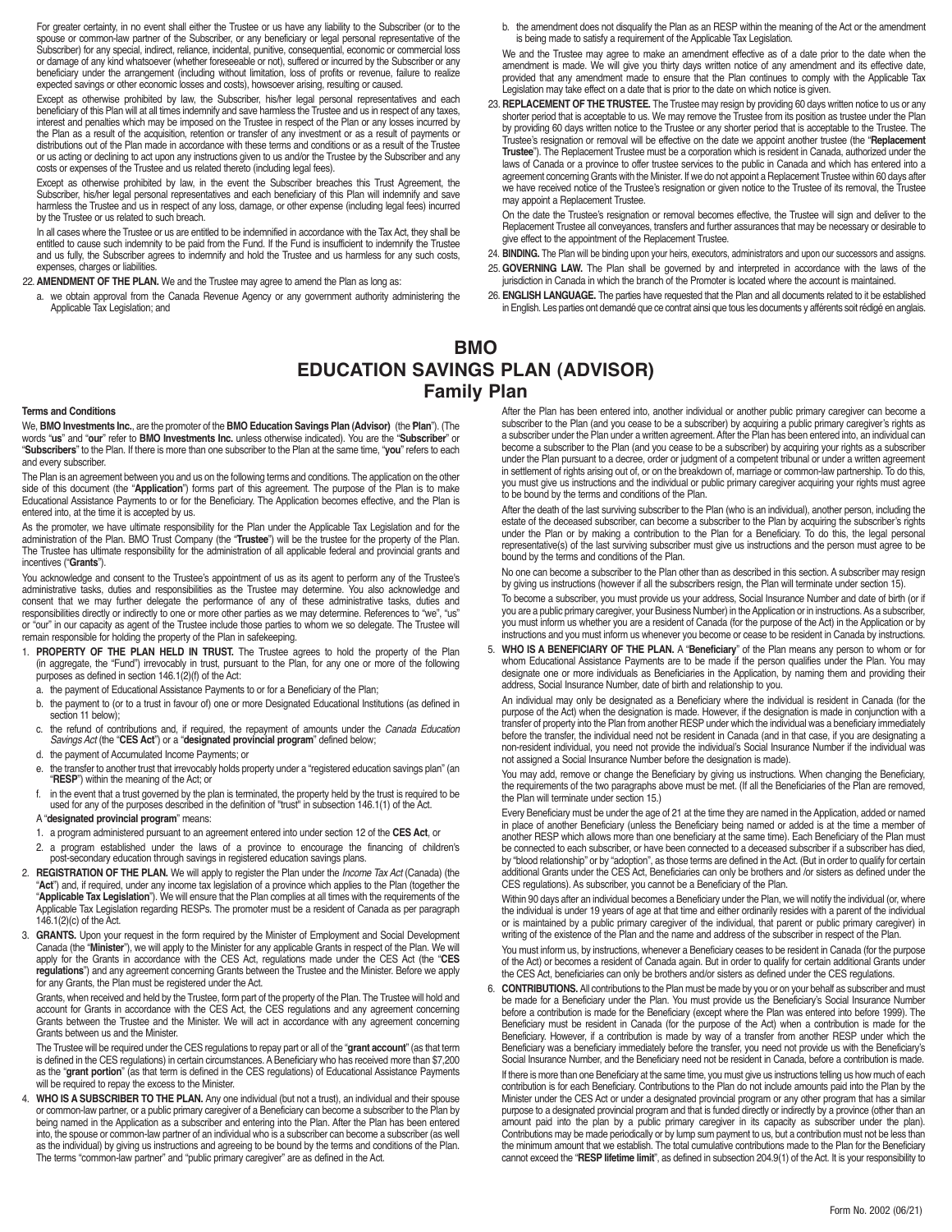For greater certainty, in no event shall either the Trustee or us have any liability to the Subscriber (or to the spouse or common-law partner of the Subscriber, or any beneficiary or legal personal representative of the Subscriber) for any special, indirect, reliance, incidental, punitive, consequential, economic or commercial loss or damage of any kind whatsoever (whether foreseeable or not), suffered or incurred by the Subscriber or any beneficiary under the arrangement (including without limitation, loss of profits or revenue, failure to realize expected savings or other economic losses and costs), howsoever arising, resulting or caused.

Except as otherwise prohibited by law, the Subscriber, his/her legal personal representatives and each beneficiary of this Plan will at all times indemnify and save harmless the Trustee and us in respect of any taxes, interest and penalties which may be imposed on the Trustee in respect of the Plan or any losses incurred by the Plan as a result of the acquisition, retention or transfer of any investment or as a result of payments or distributions out of the Plan made in accordance with these terms and conditions or as a result of the Trustee or us acting or declining to act upon any instructions given to us and/or the Trustee by the Subscriber and any costs or expenses of the Trustee and us related thereto (including legal fees).

Except as otherwise prohibited by law, in the event the Subscriber breaches this Trust Agreement, the Subscriber, his/her legal personal representatives and each beneficiary of this Plan will indemnify and save harmless the Trustee and us in respect of any loss, damage, or other expense (including legal fees) incurred by the Trustee or us related to such breach.

In all cases where the Trustee or us are entitled to be indemnified in accordance with the Tax Act, they shall be entitled to cause such indemnity to be paid from the Fund. If the Fund is insufficient to indemnify the Trustee and us fully, the Subscriber agrees to indemnify and hold the Trustee and us harmless for any such costs, expenses, charges or liabilities.

22. **AMENDMENT OF THE PLAN.** We and the Trustee may agree to amend the Plan as long as:
    a. we obtain approval from the Canada Revenue Agency or any government authority administering the Applicable Tax Legislation; and
    b. the amendment does not disqualify the Plan as an RESP within the meaning of the Act or the amendment is being made to satisfy a requirement of the Applicable Tax Legislation.

    We and the Trustee may agree to make an amendment effective as of a date prior to the date when the amendment is made. We will give you thirty days written notice of any amendment and its effective date, provided that any amendment made to ensure that the Plan continues to comply with the Applicable Tax Legislation may take effect on a date that is prior to the date on which notice is given.

23. **REPLACEMENT OF THE TRUSTEE.** The Trustee may resign by providing 60 days written notice to us or any shorter period that is acceptable to us. We may remove the Trustee from its position as trustee under the Plan by providing 60 days written notice to the Trustee or any shorter period that is acceptable to the Trustee. The Trustee's resignation or removal will be effective on the date we appoint another trustee (the "**Replacement Trustee**"). The Replacement Trustee must be a corporation which is resident in Canada, authorized under the laws of Canada or a province to offer trustee services to the public in Canada and which has entered into a agreement concerning Grants with the Minister. If we do not appoint a Replacement Trustee within 60 days after we have received notice of the Trustee's resignation or given notice to the Trustee of its removal, the Trustee may appoint a Replacement Trustee.

    On the date the Trustee's resignation or removal becomes effective, the Trustee will sign and deliver to the Replacement Trustee all conveyances, transfers and further assurances that may be necessary or desirable to give effect to the appointment of the Replacement Trustee.

24. **BINDING.** The Plan will be binding upon your heirs, executors, administrators and upon our successors and assigns.
25. **GOVERNING LAW.** The Plan shall be governed by and interpreted in accordance with the laws of the jurisdiction in Canada in which the branch of the Promoter is located where the account is maintained.
26. **ENGLISH LANGUAGE.** The parties have requested that the Plan and all documents related to it be established in English. Les parties ont demandé que ce contrat ainsi que tous les documents y afférents soit rédigé en anglais.

# BMO EDUCATION SAVINGS PLAN (ADVISOR)
## Family Plan

**Terms and Conditions**

We, **BMO Investments Inc.**, are the promoter of the **BMO Education Savings Plan (Advisor)** (the **Plan**"). (The words "**us**" and "**our**" refer to **BMO Investments Inc.** unless otherwise indicated). You are the "**Subscriber**" or "**Subscribers**" to the Plan. If there is more than one subscriber to the Plan at the same time, "**you**" refers to each and every subscriber.

The Plan is an agreement between you and us on the following terms and conditions. The application on the other side of this document (the "**Application**") forms part of this agreement. The purpose of the Plan is to make Educational Assistance Payments to or for the Beneficiary. The Application becomes effective, and the Plan is entered into, at the time it is accepted by us.

As the promoter, we have ultimate responsibility for the Plan under the Applicable Tax Legislation and for the administration of the Plan. BMO Trust Company (the "**Trustee**") will be the trustee for the property of the Plan. The Trustee has ultimate responsibility for the administration of all applicable federal and provincial grants and incentives ("**Grants**").

You acknowledge and consent to the Trustee's appointment of us as its agent to perform any of the Trustee's administrative tasks, duties and responsibilities as the Trustee may determine. You also acknowledge and consent that we may further delegate the performance of any of these administrative tasks, duties and responsibilities directly or indirectly to one or more other parties as we may determine. References to "we", "us" or "our" in our capacity as agent of the Trustee include those parties to whom we so delegate. The Trustee will remain responsible for holding the property of the Plan in safekeeping.

1. **PROPERTY OF THE PLAN HELD IN TRUST.** The Trustee agrees to hold the property of the Plan (in aggregate, the "Fund") irrevocably in trust, pursuant to the Plan, for any one or more of the following purposes as defined in section 146.1(2)(f) of the Act:
    a. the payment of Educational Assistance Payments to or for a Beneficiary of the Plan;
    b. the payment to (or to a trust in favour of) one or more Designated Educational Institutions (as defined in section 11 below);
    c. the refund of contributions and, if required, the repayment of amounts under the *Canada Education Savings Act* (the "**CES Act**") or a "**designated provincial program**" defined below;
    d. the payment of Accumulated Income Payments; or
    e. the transfer to another trust that irrevocably holds property under a "registered education savings plan" (an "**RESP**") within the meaning of the Act; or
    f. in the event that a trust governed by the plan is terminated, the property held by the trust is required to be used for any of the purposes described in the definition of "trust" in subsection 146.1(1) of the Act.

    A "**designated provincial program**" means:
    1. a program administered pursuant to an agreement entered into under section 12 of the **CES Act**, or
    2. a program established under the laws of a province to encourage the financing of children's post-secondary education through savings in registered education savings plans.

2. **REGISTRATION OF THE PLAN.** We will apply to register the Plan under the *Income Tax Act* (Canada) (the "**Act**") and, if required, under any income tax legislation of a province which applies to the Plan (together the "**Applicable Tax Legislation**"). We will ensure that the Plan complies at all times with the requirements of the Applicable Tax Legislation regarding RESPs. The promoter must be a resident of Canada as per paragraph 146.1(2)(c) of the Act.

3. **GRANTS.** Upon your request in the form required by the Minister of Employment and Social Development Canada (the "**Minister**"), we will apply to the Minister for any applicable Grants in respect of the Plan. We will apply for the Grants in accordance with the CES Act, regulations made under the CES Act (the "**CES regulations**") and any agreement concerning Grants between the Trustee and the Minister. Before we apply for any Grants, the Plan must be registered under the Act.

    Grants, when received and held by the Trustee, form part of the property of the Plan. The Trustee will hold and account for Grants in accordance with the CES Act, the CES regulations and any agreement concerning Grants between the Trustee and the Minister. We will act in accordance with any agreement concerning Grants between us and the Minister.

    The Trustee will be required under the CES regulations to repay part or all of the "**grant account**" (as that term is defined in the CES regulations) in certain circumstances. A Beneficiary who has received more than $7,200 as the "**grant portion**" (as that term is defined in the CES regulations) of Educational Assistance Payments will be required to repay the excess to the Minister.

4. **WHO IS A SUBSCRIBER TO THE PLAN.** Any one individual (but not a trust), an individual and their spouse or common-law partner, or a public primary caregiver of a Beneficiary can become a subscriber to the Plan by being named in the Application as a subscriber and entering into the Plan. After the Plan has been entered into, the spouse or common-law partner of an individual who is a subscriber can become a subscriber (as well as the individual) by giving us instructions and agreeing to be bound by the terms and conditions of the Plan. The terms "common-law partner" and "public primary caregiver" are as defined in the Act.

    After the Plan has been entered into, another individual or another public primary caregiver can become a subscriber to the Plan (and you cease to be a subscriber) by acquiring a public primary caregiver's rights as a subscriber under the Plan under a written agreement. After the Plan has been entered into, an individual can become a subscriber to the Plan (and you cease to be a subscriber) by acquiring your rights as a subscriber under the Plan pursuant to a decree, order or judgment of a competent tribunal or under a written agreement in settlement of rights arising out of, or on the breakdown of, marriage or common-law partnership. To do this, you must give us instructions and the individual or public primary caregiver acquiring your rights must agree to be bound by the terms and conditions of the Plan.

    After the death of the last surviving subscriber to the Plan (who is an individual), another person, including the estate of the deceased subscriber, can become a subscriber to the Plan by acquiring the subscriber's rights under the Plan or by making a contribution to the Plan for a Beneficiary. To do this, the legal personal representative(s) of the last surviving subscriber must give us instructions and the person must agree to be bound by the terms and conditions of the Plan.

    No one can become a subscriber to the Plan other than as described in this section. A subscriber may resign by giving us instructions (however if all the subscribers resign, the Plan will terminate under section 15).

    To become a subscriber, you must provide us your address, Social Insurance Number and date of birth (or if you are a public primary caregiver, your Business Number) in the Application or in instructions. As a subscriber, you must inform us whether you are a resident of Canada (for the purpose of the Act) in the Application or by instructions and you must inform us whenever you become or cease to be resident in Canada by instructions.

5. **WHO IS A BENEFICIARY OF THE PLAN.** A "**Beneficiary**" of the Plan means any person to whom or for whom Educational Assistance Payments are to be made if the person qualifies under the Plan. You may designate one or more individuals as Beneficiaries in the Application, by naming them and providing their address, Social Insurance Number, date of birth and relationship to you.

    An individual may only be designated as a Beneficiary where the individual is resident in Canada (for the purpose of the Act) when the designation is made. However, if the designation is made in conjunction with a transfer of property into the Plan from another RESP under which the individual was a beneficiary immediately before the transfer, the individual need not be resident in Canada (and in that case, if you are designating a non-resident individual, you need not provide the individual's Social Insurance Number if the individual was not assigned a Social Insurance Number before the designation is made).

    You may add, remove or change the Beneficiary by giving us instructions. When changing the Beneficiary, the requirements of the two paragraphs above must be met. (If all the Beneficiaries of the Plan are removed, the Plan will terminate under section 15.)

    Every Beneficiary must be under the age of 21 at the time they are named in the Application, added or named in place of another Beneficiary (unless the Beneficiary being named or added is at the time a member of another RESP which allows more than one beneficiary at the same time). Each Beneficiary of the Plan must be connected to each subscriber, or have been connected to a deceased subscriber if a subscriber has died, by "blood relationship" or by "adoption", as those terms are defined in the Act. (But in order to qualify for certain additional Grants under the CES Act, Beneficiaries can only be brothers and /or sisters as defined under the CES regulations). As subscriber, you cannot be a Beneficiary of the Plan.

    Within 90 days after an individual becomes a Beneficiary under the Plan, we will notify the individual (or, where the individual is under 19 years of age at that time and either ordinarily resides with a parent of the individual or is maintained by a public primary caregiver of the individual, that parent or public primary caregiver) in writing of the existence of the Plan and the name and address of the subscriber in respect of the Plan.

    You must inform us, by instructions, whenever a Beneficiary ceases to be resident in Canada (for the purpose of the Act) or becomes a resident of Canada again. But in order to qualify for certain additional Grants under the CES Act, beneficiaries can only be brothers and/or sisters as defined under the CES regulations.

6. **CONTRIBUTIONS.** All contributions to the Plan must be made by you or on your behalf as subscriber and must be made for a Beneficiary under the Plan. You must provide us the Beneficiary's Social Insurance Number before a contribution is made for the Beneficiary (except where the Plan was entered into before 1999). The Beneficiary must be resident in Canada (for the purpose of the Act) when a contribution is made for the Beneficiary. However, if a contribution is made by way of a transfer from another RESP under which the Beneficiary was a beneficiary immediately before the transfer, you need not provide us with the Beneficiary's Social Insurance Number, and the Beneficiary need not be resident in Canada, before a contribution is made.

    If there is more than one Beneficiary at the same time, you must give us instructions telling us how much of each contribution is for each Beneficiary. Contributions to the Plan do not include amounts paid into the Plan by the Minister under the CES Act or under a designated provincial program or any other program that has a similar purpose to a designated provincial program and that is funded directly or indirectly by a province (other than an amount paid into the plan by a public primary caregiver in its capacity as subscriber under the plan). Contributions may be made periodically or by lump sum payment to us, but a contribution must not be less than the minimum amount that we establish. The total cumulative contributions made to the Plan for the Beneficiary cannot exceed the "**RESP lifetime limit**", as defined in subsection 204.9(1) of the Act. It is your responsibility to

Form No. 2002 (06/21)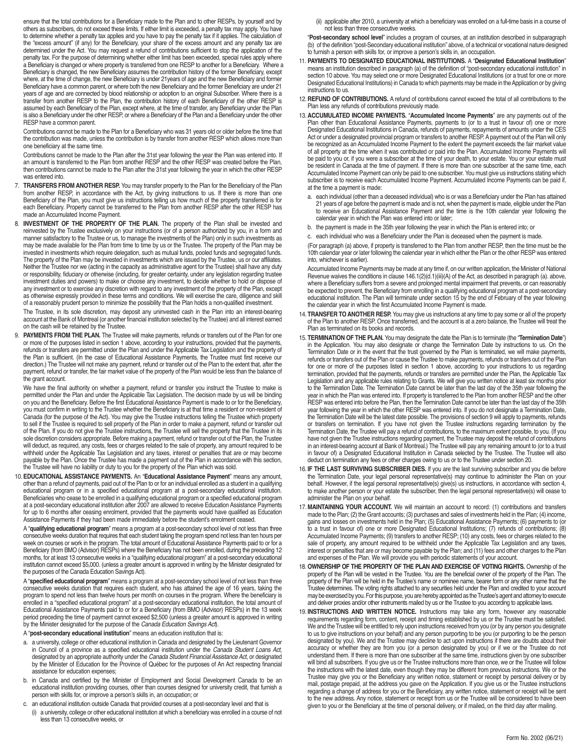ensure that the total contributions for a Beneficiary made to the Plan and to other RESPs, by yourself and by others as subscribers, do not exceed these limits. If either limit is exceeded, a penalty tax may apply. You have to determine whether a penalty tax applies and you have to pay the penalty tax if it applies. The calculation of the "excess amount" (if any) for the Beneficiary, your share of the excess amount and any penalty tax are determined under the Act. You may request a refund of contributions sufficient to stop the application of the penalty tax. For the purpose of determining whether either limit has been exceeded, special rules apply where a Beneficiary is changed or where property is transferred from one RESP to another for a Beneficiary. Where a Beneficiary is changed, the new Beneficiary assumes the contribution history of the former Beneficiary, except where, at the time of change, the new Beneficiary is under 21years of age and the new Beneficiary and former Beneficiary have a common parent, or where both the new Beneficiary and the former Beneficiary are under 21 years of age and are connected by blood relationship or adoption to an original Subscriber. Where there is a transfer from another RESP to the Plan, the contribution history of each Beneficiary of the other RESP is assumed by each Beneficiary of the Plan, except where, at the time of transfer, any Beneficiary under the Plan is also a Beneficiary under the other RESP, or where a Beneficiary of the Plan and a Beneficiary under the other RESP have a common parent.

Contributions cannot be made to the Plan for a Beneficiary who was 31 years old or older before the time that the contribution was made, unless the contribution is by transfer from another RESP which allows more than one beneficiary at the same time.

Contributions cannot be made to the Plan after the 31st year following the year the Plan was entered into. If an amount is transferred to the Plan from another RESP and the other RESP was created before the Plan, then contributions cannot be made to the Plan after the 31st year following the year in which the other RESP was entered into.

7. **TRANSFERS FROM ANOTHER RESP.** You may transfer property to the Plan for the Beneficiary of the Plan from another RESP, in accordance with the Act, by giving instructions to us. If there is more than one Beneficiary of the Plan, you must give us instructions telling us how much of the property transferred is for each Beneficiary. Property cannot be transferred to the Plan from another RESP after the other RESP has made an Accumulated Income Payment.

8. **INVESTMENT OF THE PROPERTY OF THE PLAN.** The property of the Plan shall be invested and reinvested by the Trustee exclusively on your instructions (or of a person authorized by you, in a form and manner satisfactory to the Trustee or us, to manage the investments of the Plan) only in such investments as may be made available for the Plan from time to time by us or the Trustee. The property of the Plan may be invested in investments which require delegation, such as mutual funds, pooled funds and segregated funds. The property of the Plan may be invested in investments which are issued by the Trustee, us or our affiliates. Neither the Trustee nor we (acting in the capacity as administrative agent for the Trustee) shall have any duty or responsibility, fiduciary or otherwise (including, for greater certainty, under any legislation regarding trustee investment duties and powers) to make or choose any investment, to decide whether to hold or dispose of any investment or to exercise any discretion with regard to any investment of the property of the Plan, except as otherwise expressly provided in these terms and conditions. We will exercise the care, diligence and skill of a reasonably prudent person to minimize the possibility that the Plan holds a non-qualified investment.

   The Trustee, in its sole discretion, may deposit any uninvested cash in the Plan into an interest-bearing account at the Bank of Montreal (or another financial institution selected by the Trustee) and all interest earned on the cash will be retained by the Trustee.

9. **PAYMENTS FROM THE PLAN.** The Trustee will make payments, refunds or transfers out of the Plan for one or more of the purposes listed in section 1 above, according to your instructions, provided that the payments, refunds or transfers are permitted under the Plan and under the Applicable Tax Legislation and the property of the Plan is sufficient. (In the case of Educational Assistance Payments, the Trustee must first receive our direction.) The Trustee will not make any payment, refund or transfer out of the Plan to the extent that, after the payment, refund or transfer, the fair market value of the property of the Plan would be less than the balance of the grant account.

   We have the final authority on whether a payment, refund or transfer you instruct the Trustee to make is permitted under the Plan and under the Applicable Tax Legislation. The decision made by us will be binding on you and the Beneficiary. Before the first Educational Assistance Payment is made to or for the Beneficiary, you must confirm in writing to the Trustee whether the Beneficiary is at that time a resident or non-resident of Canada (for the purpose of the Act). You may give the Trustee instructions telling the Trustee which property to sell if the Trustee is required to sell property of the Plan in order to make a payment, refund or transfer out of the Plan. If you do not give the Trustee instructions, the Trustee will sell the property that the Trustee in its sole discretion considers appropriate. Before making a payment, refund or transfer out of the Plan, the Trustee will deduct, as required, any costs, fees or charges related to the sale of property, any amount required to be withheld under the Applicable Tax Legislation and any taxes, interest or penalties that are or may become payable by the Plan. Once the Trustee has made a payment out of the Plan in accordance with this section, the Trustee will have no liability or duty to you for the property of the Plan which was sold.

10. **EDUCATIONAL ASSISTANCE PAYMENTS.** An "**Educational Assistance Payment**" means any amount, other than a refund of payments, paid out of the Plan to or for an individual enrolled as a student in a qualifying educational program or in a specified educational program at a post-secondary educational institution. Beneficiaries who cease to be enrolled in a qualifying educational program or a specified educational program at a post-secondary educational institution after 2007 are allowed to receive Education Assistance Payments for up to 6 months after ceasing enrolment, provided that the payments would have qualified as Education Assistance Payments if they had been made immediately before the student's enrolment ceased.

    A "**qualifying educational program**" means a program at a post-secondary school level of not less than three consecutive weeks duration that requires that each student taking the program spend not less than ten hours per week on courses or work in the program. The total amount of Educational Assistance Payments paid to or for a Beneficiary (from BMO (Advisor) RESPs) where the Beneficiary has not been enrolled, during the preceding 12 months, for at least 13 consecutive weeks in a "qualifying educational program" at a post-secondary educational institution cannot exceed $5,000. (unless a greater amount is approved in writing by the Minister designated for the purposes of the Canada Education Savings Act).

    A "**specified educational program**" means a program at a post-secondary school level of not less than three consecutive weeks duration that requires each student, who has attained the age of 16 years, taking the program to spend not less than twelve hours per month on courses in the program. Where the beneficiary is enrolled in a "specified educational program" at a post-secondary educational institution, the total amount of Educational Assistance Payments paid to or for a Beneficiary (from BMO (Advisor) RESPs) in the 13 week period preceding the time of payment cannot exceed $2,500 (unless a greater amount is approved in writing by the Minister designated for the purpose of the *Canada Education Savings Act*).

    A "**post-secondary educational institution**" means an education institution that is:

    a. a university, college or other educational institution in Canada and designated by the Lieutenant Governor in Council of a province as a specified educational institution under the *Canada Student Loans Act*, designated by an appropriate authority under the *Canada Student Financial Assistance Act*, or designated by the Minister of Education for the Province of Québec for the purposes of An Act respecting financial assistance for education expenses;
    b. in Canada and certified by the Minister of Employment and Social Development Canada to be an educational institution providing courses, other than courses designed for university credit, that furnish a person with skills for, or improve a person's skills in, an occupation; or
    c. an educational institution outside Canada that provided courses at a post-secondary level and that is
       (i) a university, college or other educational institution at which a beneficiary was enrolled in a course of not less than 13 consecutive weeks, or
       (ii) applicable after 2010, a university at which a beneficiary was enrolled on a full-time basis in a course of not less than three consecutive weeks.

    "**Post-secondary school level**" includes a program of courses, at an institution described in subparagraph (b) of the definition "post-Secondary educational institution" above, of a technical or vocational nature designed to furnish a person with skills for, or improve a person's skills in, an occupation.

11. **PAYMENTS TO DESIGNATED EDUCATIONAL INSTITUTIONS.** A "**Designated Educational Institution**" means an institution described in paragraph (a) of the definition of "post-secondary educational institution" in section 10 above. You may select one or more Designated Educational Institutions (or a trust for one or more Designated Educational Institutions) in Canada to which payments may be made in the Application or by giving instructions to us.

12. **REFUND OF CONTRIBUTIONS.** A refund of contributions cannot exceed the total of all contributions to the Plan less any refunds of contributions previously made.

13. **ACCUMULATED INCOME PAYMENTS.** "**Accumulated Income Payments**" are any payments out of the Plan other than Educational Assistance Payments, payments to (or to a trust in favour of) one or more Designated Educational Institutions in Canada, refunds of payments, repayments of amounts under the CES Act or under a designated provincial program or transfers to another RESP. A payment out of the Plan will only be recognized as an Accumulated Income Payment to the extent the payment exceeds the fair market value of all property at the time when it was contributed or paid into the Plan. Accumulated Income Payments will be paid to you or, if you were a subscriber at the time of your death, to your estate. You or your estate must be resident in Canada at the time of payment. If there is more than one subscriber at the same time, each Accumulated Income Payment can only be paid to one subscriber. You must give us instructions stating which subscriber is to receive each Accumulated Income Payment. Accumulated Income Payments can be paid if, at the time a payment is made:

    a. each individual (other than a deceased individual) who is or was a Beneficiary under the Plan has attained 21 years of age before the payment is made and is not, when the payment is made, eligible under the Plan to receive an Educational Assistance Payment and the time is the 10th calendar year following the calendar year in which the Plan was entered into or later;
    b. the payment is made in the 35th year following the year in which the Plan is entered into; or
    c. each individual who was a Beneficiary under the Plan is deceased when the payment is made.

    (For paragraph (a) above, if property is transferred to the Plan from another RESP, then the time must be the 10th calendar year or later following the calendar year in which either the Plan or the other RESP was entered into, whichever is earlier).

    Accumulated Income Payments may be made at any time if, on our written application, the Minister of National Revenue waives the conditions in clause 146.1(2)(d.1)(iii)(A) of the Act, as described in paragraph (a). above, where a Beneficiary suffers from a severe and prolonged mental impairment that prevents, or can reasonably be expected to prevent, the Beneficiary from enrolling in a qualifying educational program at a post-secondary educational institution. The Plan will terminate under section 15 by the end of February of the year following the calendar year in which the first Accumulated Income Payment is made.

14. **TRANSFER TO ANOTHER RESP.** You may give us instructions at any time to pay some or all of the property of the Plan to another RESP. Once transferred, and the account is at a zero balance, the Trustee will treat the Plan as terminated on its books and records.

15. **TERMINATION OF THE PLAN.** You may designate the date the Plan is to terminate (the "**Termination Date**") in the Application. You may also designate or change the Termination Date by instructions to us. On the Termination Date or in the event that the trust governed by the Plan is terminated, we will make payments, refunds or transfers out of the Plan or cause the Trustee to make payments, refunds or transfers out of the Plan for one or more of the purposes listed in section 1 above, according to your instructions to us regarding termination, provided that the payments, refunds or transfers are permitted under the Plan, the Applicable Tax Legislation and any applicable rules relating to Grants. We will give you written notice at least six months prior to the Termination Date. The Termination Date cannot be later than the last day of the 35th year following the year in which the Plan was entered into. If property is transferred to the Plan from another RESP and the other RESP was entered into before the Plan, then the Termination Date cannot be later than the last day of the 35th year following the year in which the other RESP was entered into. If you do not designate a Termination Date, the Termination Date will be the latest date possible. The provisions of section 9 will apply to payments, refunds or transfers on termination. If you have not given the Trustee instructions regarding termination by the Termination Date, the Trustee will pay a refund of contributions, to the maximum extent possible, to you. (If you have not given the Trustee instructions regarding payment, the Trustee may deposit the refund of contributions in an interest-bearing account at Bank of Montreal.) The Trustee will pay any remaining amount to (or to a trust in favour of) a Designated Educational Institution in Canada selected by the Trustee. The Trustee will also deduct on termination any fees or other charges owing to us or to the Trustee under section 20.

16. **IF THE LAST SURVIVING SUBSCRIBER DIES.** If you are the last surviving subscriber and you die before the Termination Date, your legal personal representative(s) may continue to administer the Plan on your behalf. However, if the legal personal representative(s) give(s) us instructions, in accordance with section 4, to make another person or your estate the subscriber, then the legal personal representative(s) will cease to administer the Plan on your behalf.

17. **MAINTAINING YOUR ACCOUNT.** We will maintain an account to record: (1) contributions and transfers made to the Plan; (2) the Grant accounts; (3) purchases and sales of investments held in the Plan; (4) income, gains and losses on investments held in the Plan; (5) Educational Assistance Payments; (6) payments to (or to a trust in favour of) one or more Designated Educational Institutions; (7) refunds of contributions; (8) Accumulated Income Payments; (9) transfers to another RESP; (10) any costs, fees or charges related to the sale of property, any amount required to be withheld under the Applicable Tax Legislation and any taxes, interest or penalties that are or may become payable by the Plan; and (11) fees and other charges to the Plan and expenses of the Plan. We will provide you with periodic statements of your account.

18. **OWNERSHIP OF THE PROPERTY OF THE PLAN AND EXERCISE OF VOTING RIGHTS.** Ownership of the property of the Plan will be vested in the Trustee. You are the beneficial owner of the property of the Plan. The property of the Plan will be held in the Trustee's name or nominee name, bearer form or any other name that the Trustee determines. The voting rights attached to any securities held under the Plan and credited to your account may be exercised by you. For this purpose, you are hereby appointed as the Trustee's agent and attorney to execute and deliver proxies and/or other instruments mailed by us or the Trustee to you according to applicable laws.

19. **INSTRUCTIONS AND WRITTEN NOTICE.** Instructions may take any form, however any reasonable requirements regarding form, content, receipt and timing established by us or the Trustee must be satisfied. We and the Trustee will be entitled to rely upon instructions received from you (or by any person you designate to us to give instructions on your behalf) and any person purporting to be you (or purporting to be the person designated by you). We and the Trustee may decline to act upon instructions if there are doubts about their accuracy or whether they are from you (or a person designated by you) or if we or the Trustee do not understand them. If there is more than one subscriber at the same time, instructions given by one subscriber will bind all subscribers. If you give us or the Trustee instructions more than once, we or the Trustee will follow the instructions with the latest date, even though they may be different from previous instructions. We or the Trustee may give you or the Beneficiary any written notice, statement or receipt by personal delivery or by mail, postage prepaid, at the address you gave on the Application. If you give us or the Trustee instructions regarding a change of address for you or the Beneficiary, any written notice, statement or receipt will be sent to the new address. Any notice, statement or receipt from us or the Trustee will be considered to have been given to you or the Beneficiary at the time of personal delivery, or if mailed, on the third day after mailing.

Form No. 2002 (06/21)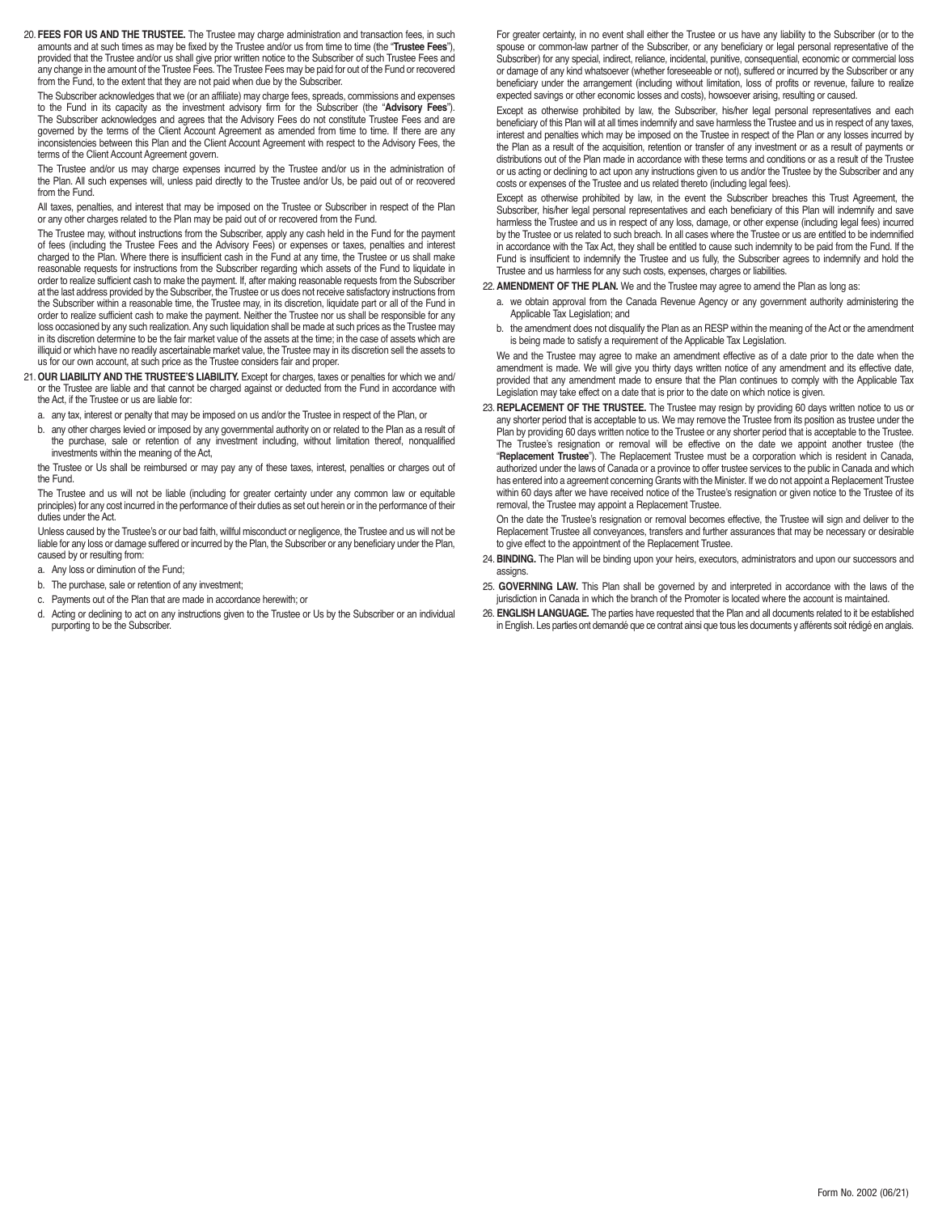20. **FEES FOR US AND THE TRUSTEE.** The Trustee may charge administration and transaction fees, in such amounts and at such times as may be fixed by the Trustee and/or us from time to time (the "**Trustee Fees**"), provided that the Trustee and/or us shall give prior written notice to the Subscriber of such Trustee Fees and any change in the amount of the Trustee Fees. The Trustee Fees may be paid for out of the Fund or recovered from the Fund, to the extent that they are not paid when due by the Subscriber.

    The Subscriber acknowledges that we (or an affiliate) may charge fees, spreads, commissions and expenses to the Fund in its capacity as the investment advisory firm for the Subscriber (the "**Advisory Fees**"). The Subscriber acknowledges and agrees that the Advisory Fees do not constitute Trustee Fees and are governed by the terms of the Client Account Agreement as amended from time to time. If there are any inconsistencies between this Plan and the Client Account Agreement with respect to the Advisory Fees, the terms of the Client Account Agreement govern.

    The Trustee and/or us may charge expenses incurred by the Trustee and/or us in the administration of the Plan. All such expenses will, unless paid directly to the Trustee and/or Us, be paid out of or recovered from the Fund.

    All taxes, penalties, and interest that may be imposed on the Trustee or Subscriber in respect of the Plan or any other charges related to the Plan may be paid out of or recovered from the Fund.

    The Trustee may, without instructions from the Subscriber, apply any cash held in the Fund for the payment of fees (including the Trustee Fees and the Advisory Fees) or expenses or taxes, penalties and interest charged to the Plan. Where there is insufficient cash in the Fund at any time, the Trustee or us shall make reasonable requests for instructions from the Subscriber regarding which assets of the Fund to liquidate in order to realize sufficient cash to make the payment. If, after making reasonable requests from the Subscriber at the last address provided by the Subscriber, the Trustee or us does not receive satisfactory instructions from the Subscriber within a reasonable time, the Trustee may, in its discretion, liquidate part or all of the Fund in order to realize sufficient cash to make the payment. Neither the Trustee nor us shall be responsible for any loss occasioned by any such realization. Any such liquidation shall be made at such prices as the Trustee may in its discretion determine to be the fair market value of the assets at the time; in the case of assets which are illiquid or which have no readily ascertainable market value, the Trustee may in its discretion sell the assets to us for our own account, at such price as the Trustee considers fair and proper.

21. **OUR LIABILITY AND THE TRUSTEE'S LIABILITY.** Except for charges, taxes or penalties for which we and/or the Trustee are liable and that cannot be charged against or deducted from the Fund in accordance with the Act, if the Trustee or us are liable for:

    a. any tax, interest or penalty that may be imposed on us and/or the Trustee in respect of the Plan, or

    b. any other charges levied or imposed by any governmental authority on or related to the Plan as a result of the purchase, sale or retention of any investment including, without limitation thereof, nonqualified investments within the meaning of the Act,

    the Trustee or Us shall be reimbursed or may pay any of these taxes, interest, penalties or charges out of the Fund.

    The Trustee and us will not be liable (including for greater certainty under any common law or equitable principles) for any cost incurred in the performance of their duties as set out herein or in the performance of their duties under the Act.

    Unless caused by the Trustee's or our bad faith, willful misconduct or negligence, the Trustee and us will not be liable for any loss or damage suffered or incurred by the Plan, the Subscriber or any beneficiary under the Plan, caused by or resulting from:

    a. Any loss or diminution of the Fund;

    b. The purchase, sale or retention of any investment;

    c. Payments out of the Plan that are made in accordance herewith; or

    d. Acting or declining to act on any instructions given to the Trustee or Us by the Subscriber or an individual purporting to be the Subscriber.

    For greater certainty, in no event shall either the Trustee or us have any liability to the Subscriber (or to the spouse or common-law partner of the Subscriber, or any beneficiary or legal personal representative of the Subscriber) for any special, indirect, reliance, incidental, punitive, consequential, economic or commercial loss or damage of any kind whatsoever (whether foreseeable or not), suffered or incurred by the Subscriber or any beneficiary under the arrangement (including without limitation, loss of profits or revenue, failure to realize expected savings or other economic losses and costs), howsoever arising, resulting or caused.

    Except as otherwise prohibited by law, the Subscriber, his/her legal personal representatives and each beneficiary of this Plan will at all times indemnify and save harmless the Trustee and us in respect of any taxes, interest and penalties which may be imposed on the Trustee in respect of the Plan or any losses incurred by the Plan as a result of the acquisition, retention or transfer of any investment or as a result of payments or distributions out of the Plan made in accordance with these terms and conditions or as a result of the Trustee or us acting or declining to act upon any instructions given to us and/or the Trustee by the Subscriber and any costs or expenses of the Trustee and us related thereto (including legal fees).

    Except as otherwise prohibited by law, in the event the Subscriber breaches this Trust Agreement, the Subscriber, his/her legal personal representatives and each beneficiary of this Plan will indemnify and save harmless the Trustee and us in respect of any loss, damage, or other expense (including legal fees) incurred by the Trustee or us related to such breach. In all cases where the Trustee or us are entitled to be indemnified in accordance with the Tax Act, they shall be entitled to cause such indemnity to be paid from the Fund. If the Fund is insufficient to indemnify the Trustee and us fully, the Subscriber agrees to indemnify and hold the Trustee and us harmless for any such costs, expenses, charges or liabilities.

22. **AMENDMENT OF THE PLAN.** We and the Trustee may agree to amend the Plan as long as:

    a. we obtain approval from the Canada Revenue Agency or any government authority administering the Applicable Tax Legislation; and

    b. the amendment does not disqualify the Plan as an RESP within the meaning of the Act or the amendment is being made to satisfy a requirement of the Applicable Tax Legislation.

    We and the Trustee may agree to make an amendment effective as of a date prior to the date when the amendment is made. We will give you thirty days written notice of any amendment and its effective date, provided that any amendment made to ensure that the Plan continues to comply with the Applicable Tax Legislation may take effect on a date that is prior to the date on which notice is given.

23. **REPLACEMENT OF THE TRUSTEE.** The Trustee may resign by providing 60 days written notice to us or any shorter period that is acceptable to us. We may remove the Trustee from its position as trustee under the Plan by providing 60 days written notice to the Trustee or any shorter period that is acceptable to the Trustee. The Trustee's resignation or removal will be effective on the date we appoint another trustee (the "**Replacement Trustee**"). The Replacement Trustee must be a corporation which is resident in Canada, authorized under the laws of Canada or a province to offer trustee services to the public in Canada and which has entered into a agreement concerning Grants with the Minister. If we do not appoint a Replacement Trustee within 60 days after we have received notice of the Trustee's resignation or given notice to the Trustee of its removal, the Trustee may appoint a Replacement Trustee.

    On the date the Trustee's resignation or removal becomes effective, the Trustee will sign and deliver to the Replacement Trustee all conveyances, transfers and further assurances that may be necessary or desirable to give effect to the appointment of the Replacement Trustee.

24. **BINDING.** The Plan will be binding upon your heirs, executors, administrators and upon our successors and assigns.

25. **GOVERNING LAW.** This Plan shall be governed by and interpreted in accordance with the laws of the jurisdiction in Canada in which the branch of the Promoter is located where the account is maintained.

26. **ENGLISH LANGUAGE.** The parties have requested that the Plan and all documents related to it be established in English. Les parties ont demandé que ce contrat ainsi que tous les documents y afférents soit rédigé en anglais.

Form No. 2002 (06/21)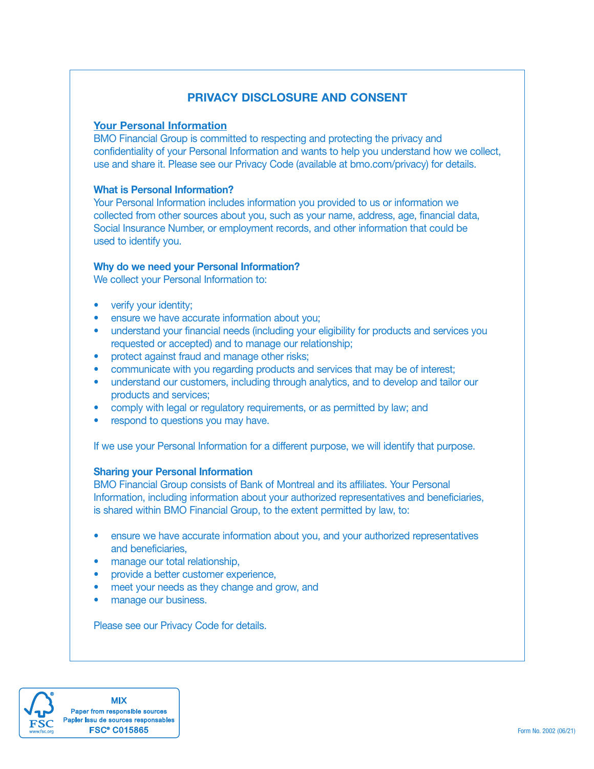## PRIVACY DISCLOSURE AND CONSENT

### Your Personal Information

BMO Financial Group is committed to respecting and protecting the privacy and confidentiality of your Personal Information and wants to help you understand how we collect, use and share it. Please see our Privacy Code (available at bmo.com/privacy) for details.

**What is Personal Information?**

Your Personal Information includes information you provided to us or information we collected from other sources about you, such as your name, address, age, financial data, Social Insurance Number, or employment records, and other information that could be used to identify you.

**Why do we need your Personal Information?**

We collect your Personal Information to:

- verify your identity;
- ensure we have accurate information about you;
- understand your financial needs (including your eligibility for products and services you requested or accepted) and to manage our relationship;
- protect against fraud and manage other risks;
- communicate with you regarding products and services that may be of interest;
- understand our customers, including through analytics, and to develop and tailor our products and services;
- comply with legal or regulatory requirements, or as permitted by law; and
- respond to questions you may have.

If we use your Personal Information for a different purpose, we will identify that purpose.

**Sharing your Personal Information**

BMO Financial Group consists of Bank of Montreal and its affiliates. Your Personal Information, including information about your authorized representatives and beneficiaries, is shared within BMO Financial Group, to the extent permitted by law, to:

- ensure we have accurate information about you, and your authorized representatives and beneficiaries,
- manage our total relationship,
- provide a better customer experience,
- meet your needs as they change and grow, and
- manage our business.

Please see our Privacy Code for details.

FSC www.fsc.org
MIX
Paper from responsible sources
Papier issu de sources responsables
FSC® C015865

Form No. 2002 (06/21)